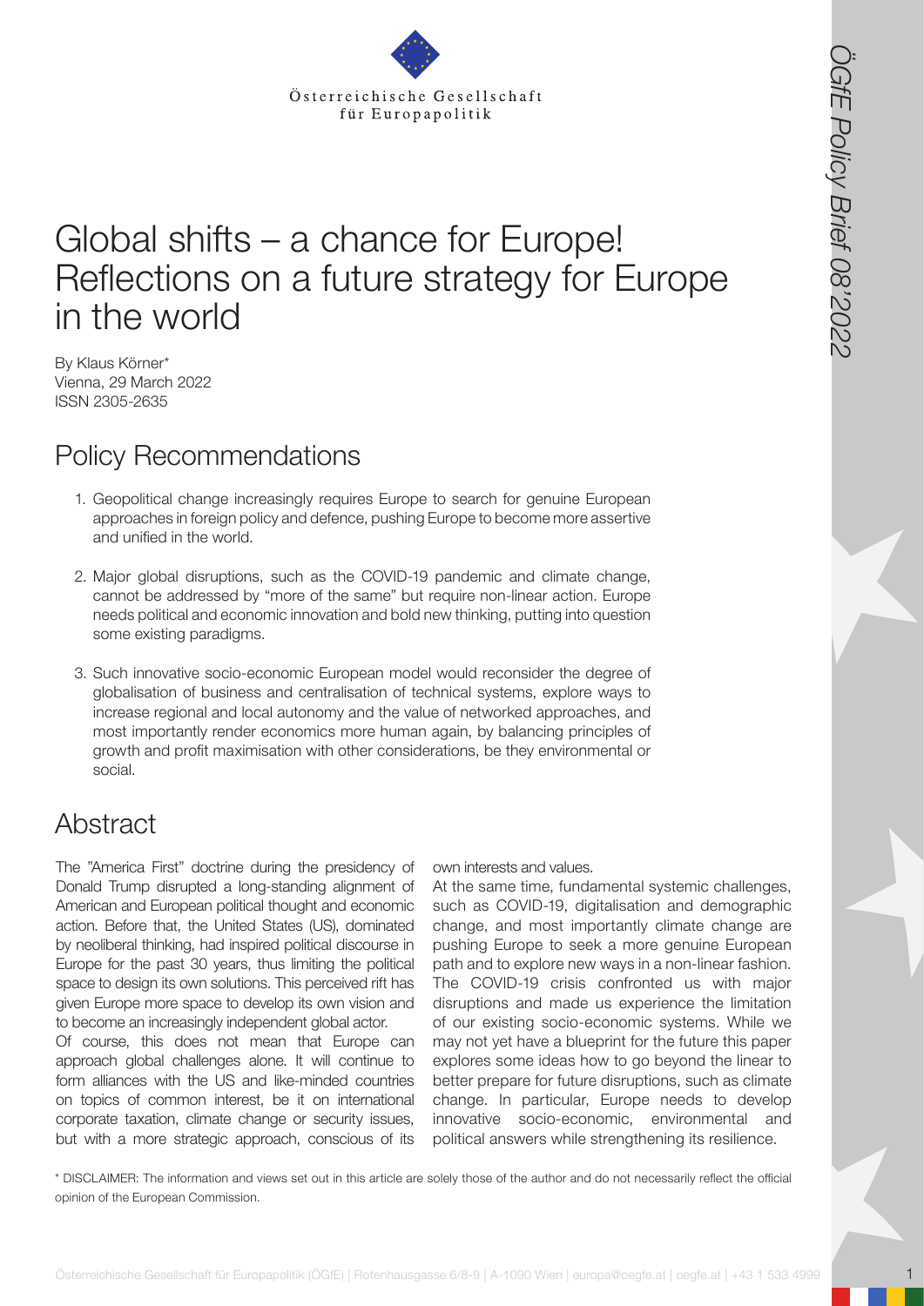Österreichische Gesellschaft für Europapolitik

# Global shifts – a chance for Europe! Reflections on a future strategy for Europe in the world

By Klaus Körner*
Vienna, 29 March 2022
ISSN 2305-2635

## Policy Recommendations

1. Geopolitical change increasingly requires Europe to search for genuine European approaches in foreign policy and defence, pushing Europe to become more assertive and unified in the world.

2. Major global disruptions, such as the COVID-19 pandemic and climate change, cannot be addressed by "more of the same" but require non-linear action. Europe needs political and economic innovation and bold new thinking, putting into question some existing paradigms.

3. Such innovative socio-economic European model would reconsider the degree of globalisation of business and centralisation of technical systems, explore ways to increase regional and local autonomy and the value of networked approaches, and most importantly render economics more human again, by balancing principles of growth and profit maximisation with other considerations, be they environmental or social.

## Abstract

The "America First" doctrine during the presidency of Donald Trump disrupted a long-standing alignment of American and European political thought and economic action. Before that, the United States (US), dominated by neoliberal thinking, had inspired political discourse in Europe for the past 30 years, thus limiting the political space to design its own solutions. This perceived rift has given Europe more space to develop its own vision and to become an increasingly independent global actor.

Of course, this does not mean that Europe can approach global challenges alone. It will continue to form alliances with the US and like-minded countries on topics of common interest, be it on international corporate taxation, climate change or security issues, but with a more strategic approach, conscious of its own interests and values.

At the same time, fundamental systemic challenges, such as COVID-19, digitalisation and demographic change, and most importantly climate change are pushing Europe to seek a more genuine European path and to explore new ways in a non-linear fashion. The COVID-19 crisis confronted us with major disruptions and made us experience the limitation of our existing socio-economic systems. While we may not yet have a blueprint for the future this paper explores some ideas how to go beyond the linear to better prepare for future disruptions, such as climate change. In particular, Europe needs to develop innovative socio-economic, environmental and political answers while strengthening its resilience.

\* DISCLAIMER: The information and views set out in this article are solely those of the author and do not necessarily reflect the official opinion of the European Commission.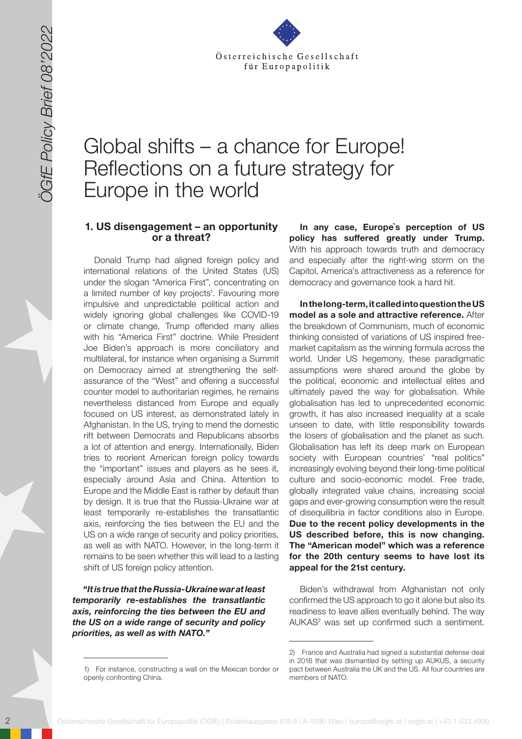# Global shifts – a chance for Europe! Reflections on a future strategy for Europe in the world

## 1. US disengagement – an opportunity or a threat?

Donald Trump had aligned foreign policy and international relations of the United States (US) under the slogan "America First", concentrating on a limited number of key projects[1]. Favouring more impulsive and unpredictable political action and widely ignoring global challenges like COVID-19 or climate change, Trump offended many allies with his "America First" doctrine. While President Joe Biden's approach is more conciliatory and multilateral, for instance when organising a Summit on Democracy aimed at strengthening the self-assurance of the "West" and offering a successful counter model to authoritarian regimes, he remains nevertheless distanced from Europe and equally focused on US interest, as demonstrated lately in Afghanistan. In the US, trying to mend the domestic rift between Democrats and Republicans absorbs a lot of attention and energy. Internationally, Biden tries to reorient American foreign policy towards the "important" issues and players as he sees it, especially around Asia and China. Attention to Europe and the Middle East is rather by default than by design. It is true that the Russia-Ukraine war at least temporarily re-establishes the transatlantic axis, reinforcing the ties between the EU and the US on a wide range of security and policy priorities, as well as with NATO. However, in the long-term it remains to be seen whether this will lead to a lasting shift of US foreign policy attention.

***"It is true that the Russia-Ukraine war at least temporarily re-establishes the transatlantic axis, reinforcing the ties between the EU and the US on a wide range of security and policy priorities, as well as with NATO."***

**In any case, Europe`s perception of US policy has suffered greatly under Trump.** With his approach towards truth and democracy and especially after the right-wing storm on the Capitol, America's attractiveness as a reference for democracy and governance took a hard hit.

**In the long-term, it called into question the US model as a sole and attractive reference.** After the breakdown of Communism, much of economic thinking consisted of variations of US inspired free-market capitalism as the winning formula across the world. Under US hegemony, these paradigmatic assumptions were shared around the globe by the political, economic and intellectual elites and ultimately paved the way for globalisation. While globalisation has led to unprecedented economic growth, it has also increased inequality at a scale unseen to date, with little responsibility towards the losers of globalisation and the planet as such. Globalisation has left its deep mark on European society with European countries' "real politics" increasingly evolving beyond their long-time political culture and socio-economic model. Free trade, globally integrated value chains, increasing social gaps and ever-growing consumption were the result of disequilibria in factor conditions also in Europe. **Due to the recent policy developments in the US described before, this is now changing. The "American model" which was a reference for the 20th century seems to have lost its appeal for the 21st century.**

Biden's withdrawal from Afghanistan not only confirmed the US approach to go it alone but also its readiness to leave allies eventually behind. The way AUKAS[2] was set up confirmed such a sentiment.

---

1) For instance, constructing a wall on the Mexican border or openly confronting China.

2) France and Australia had signed a substantial defense deal in 2016 that was dismantled by setting up AUKUS, a security pact between Australia the UK and the US. All four countries are members of NATO.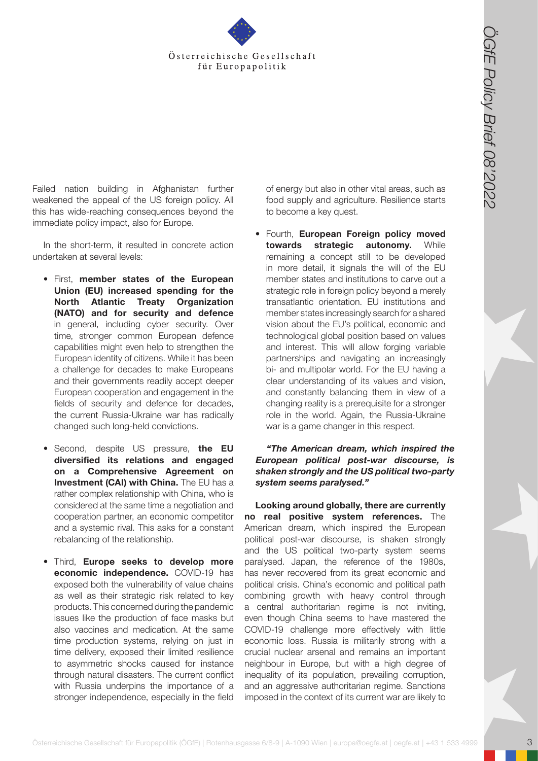Failed nation building in Afghanistan further weakened the appeal of the US foreign policy. All this has wide-reaching consequences beyond the immediate policy impact, also for Europe.

In the short-term, it resulted in concrete action undertaken at several levels:

- First, **member states of the European Union (EU) increased spending for the North Atlantic Treaty Organization (NATO) and for security and defence** in general, including cyber security. Over time, stronger common European defence capabilities might even help to strengthen the European identity of citizens. While it has been a challenge for decades to make Europeans and their governments readily accept deeper European cooperation and engagement in the fields of security and defence for decades, the current Russia-Ukraine war has radically changed such long-held convictions.

- Second, despite US pressure, **the EU diversified its relations and engaged on a Comprehensive Agreement on Investment (CAI) with China.** The EU has a rather complex relationship with China, who is considered at the same time a negotiation and cooperation partner, an economic competitor and a systemic rival. This asks for a constant rebalancing of the relationship.

- Third, **Europe seeks to develop more economic independence.** COVID-19 has exposed both the vulnerability of value chains as well as their strategic risk related to key products. This concerned during the pandemic issues like the production of face masks but also vaccines and medication. At the same time production systems, relying on just in time delivery, exposed their limited resilience to asymmetric shocks caused for instance through natural disasters. The current conflict with Russia underpins the importance of a stronger independence, especially in the field of energy but also in other vital areas, such as food supply and agriculture. Resilience starts to become a key quest.

- Fourth, **European Foreign policy moved towards strategic autonomy.** While remaining a concept still to be developed in more detail, it signals the will of the EU member states and institutions to carve out a strategic role in foreign policy beyond a merely transatlantic orientation. EU institutions and member states increasingly search for a shared vision about the EU's political, economic and technological global position based on values and interest. This will allow forging variable partnerships and navigating an increasingly bi- and multipolar world. For the EU having a clear understanding of its values and vision, and constantly balancing them in view of a changing reality is a prerequisite for a stronger role in the world. Again, the Russia-Ukraine war is a game changer in this respect.

***"The American dream, which inspired the European political post-war discourse, is shaken strongly and the US political two-party system seems paralysed."***

**Looking around globally, there are currently no real positive system references.** The American dream, which inspired the European political post-war discourse, is shaken strongly and the US political two-party system seems paralysed. Japan, the reference of the 1980s, has never recovered from its great economic and political crisis. China's economic and political path combining growth with heavy control through a central authoritarian regime is not inviting, even though China seems to have mastered the COVID-19 challenge more effectively with little economic loss. Russia is militarily strong with a crucial nuclear arsenal and remains an important neighbour in Europe, but with a high degree of inequality of its population, prevailing corruption, and an aggressive authoritarian regime. Sanctions imposed in the context of its current war are likely to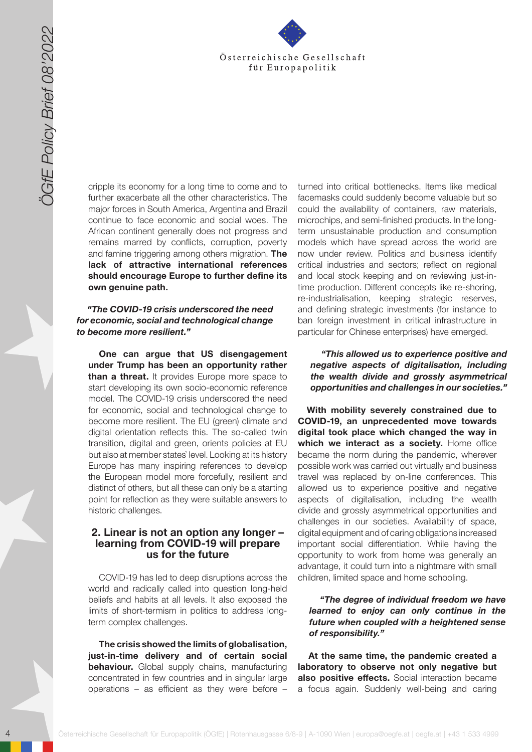cripple its economy for a long time to come and to further exacerbate all the other characteristics. The major forces in South America, Argentina and Brazil continue to face economic and social woes. The African continent generally does not progress and remains marred by conflicts, corruption, poverty and famine triggering among others migration. **The lack of attractive international references should encourage Europe to further define its own genuine path.**

***"The COVID-19 crisis underscored the need for economic, social and technological change to become more resilient."***

**One can argue that US disengagement under Trump has been an opportunity rather than a threat.** It provides Europe more space to start developing its own socio-economic reference model. The COVID-19 crisis underscored the need for economic, social and technological change to become more resilient. The EU (green) climate and digital orientation reflects this. The so-called twin transition, digital and green, orients policies at EU but also at member states` level. Looking at its history Europe has many inspiring references to develop the European model more forcefully, resilient and distinct of others, but all these can only be a starting point for reflection as they were suitable answers to historic challenges.

## 2. Linear is not an option any longer – learning from COVID-19 will prepare us for the future

COVID-19 has led to deep disruptions across the world and radically called into question long-held beliefs and habits at all levels. It also exposed the limits of short-termism in politics to address long-term complex challenges.

**The crisis showed the limits of globalisation, just-in-time delivery and of certain social behaviour.** Global supply chains, manufacturing concentrated in few countries and in singular large operations – as efficient as they were before – turned into critical bottlenecks. Items like medical facemasks could suddenly become valuable but so could the availability of containers, raw materials, microchips, and semi-finished products. In the long-term unsustainable production and consumption models which have spread across the world are now under review. Politics and business identify critical industries and sectors; reflect on regional and local stock keeping and on reviewing just-in-time production. Different concepts like re-shoring, re-industrialisation, keeping strategic reserves, and defining strategic investments (for instance to ban foreign investment in critical infrastructure in particular for Chinese enterprises) have emerged.

***"This allowed us to experience positive and negative aspects of digitalisation, including the wealth divide and grossly asymmetrical opportunities and challenges in our societies."***

**With mobility severely constrained due to COVID-19, an unprecedented move towards digital took place which changed the way in which we interact as a society.** Home office became the norm during the pandemic, wherever possible work was carried out virtually and business travel was replaced by on-line conferences. This allowed us to experience positive and negative aspects of digitalisation, including the wealth divide and grossly asymmetrical opportunities and challenges in our societies. Availability of space, digital equipment and of caring obligations increased important social differentiation. While having the opportunity to work from home was generally an advantage, it could turn into a nightmare with small children, limited space and home schooling.

***"The degree of individual freedom we have learned to enjoy can only continue in the future when coupled with a heightened sense of responsibility."***

**At the same time, the pandemic created a laboratory to observe not only negative but also positive effects.** Social interaction became a focus again. Suddenly well-being and caring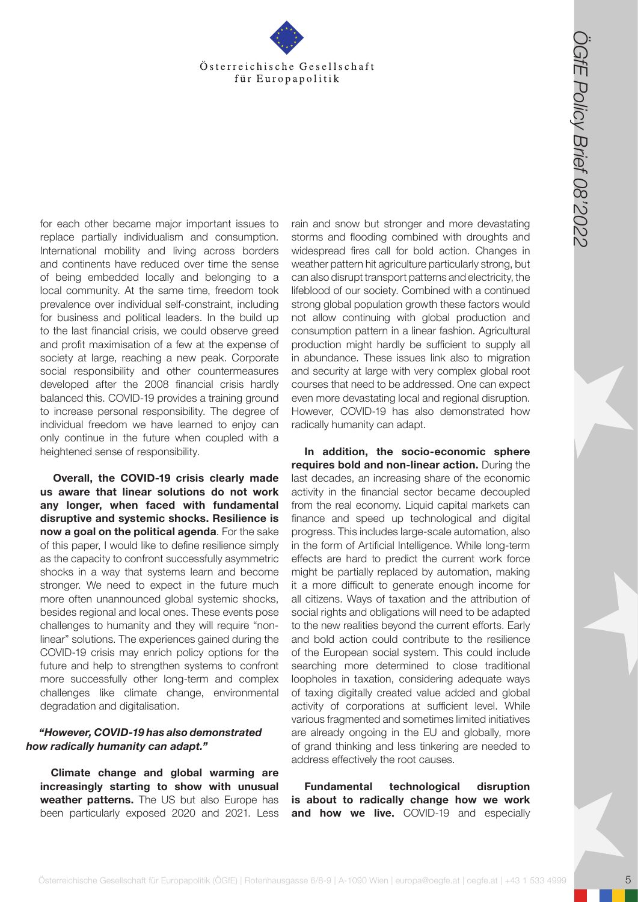for each other became major important issues to replace partially individualism and consumption. International mobility and living across borders and continents have reduced over time the sense of being embedded locally and belonging to a local community. At the same time, freedom took prevalence over individual self-constraint, including for business and political leaders. In the build up to the last financial crisis, we could observe greed and profit maximisation of a few at the expense of society at large, reaching a new peak. Corporate social responsibility and other countermeasures developed after the 2008 financial crisis hardly balanced this. COVID-19 provides a training ground to increase personal responsibility. The degree of individual freedom we have learned to enjoy can only continue in the future when coupled with a heightened sense of responsibility.

**Overall, the COVID-19 crisis clearly made us aware that linear solutions do not work any longer, when faced with fundamental disruptive and systemic shocks. Resilience is now a goal on the political agenda**. For the sake of this paper, I would like to define resilience simply as the capacity to confront successfully asymmetric shocks in a way that systems learn and become stronger. We need to expect in the future much more often unannounced global systemic shocks, besides regional and local ones. These events pose challenges to humanity and they will require "non-linear" solutions. The experiences gained during the COVID-19 crisis may enrich policy options for the future and help to strengthen systems to confront more successfully other long-term and complex challenges like climate change, environmental degradation and digitalisation.

***"However, COVID-19 has also demonstrated how radically humanity can adapt."***

**Climate change and global warming are increasingly starting to show with unusual weather patterns.** The US but also Europe has been particularly exposed 2020 and 2021. Less rain and snow but stronger and more devastating storms and flooding combined with droughts and widespread fires call for bold action. Changes in weather pattern hit agriculture particularly strong, but can also disrupt transport patterns and electricity, the lifeblood of our society. Combined with a continued strong global population growth these factors would not allow continuing with global production and consumption pattern in a linear fashion. Agricultural production might hardly be sufficient to supply all in abundance. These issues link also to migration and security at large with very complex global root courses that need to be addressed. One can expect even more devastating local and regional disruption. However, COVID-19 has also demonstrated how radically humanity can adapt.

**In addition, the socio-economic sphere requires bold and non-linear action.** During the last decades, an increasing share of the economic activity in the financial sector became decoupled from the real economy. Liquid capital markets can finance and speed up technological and digital progress. This includes large-scale automation, also in the form of Artificial Intelligence. While long-term effects are hard to predict the current work force might be partially replaced by automation, making it a more difficult to generate enough income for all citizens. Ways of taxation and the attribution of social rights and obligations will need to be adapted to the new realities beyond the current efforts. Early and bold action could contribute to the resilience of the European social system. This could include searching more determined to close traditional loopholes in taxation, considering adequate ways of taxing digitally created value added and global activity of corporations at sufficient level. While various fragmented and sometimes limited initiatives are already ongoing in the EU and globally, more of grand thinking and less tinkering are needed to address effectively the root causes.

**Fundamental technological disruption is about to radically change how we work and how we live.** COVID-19 and especially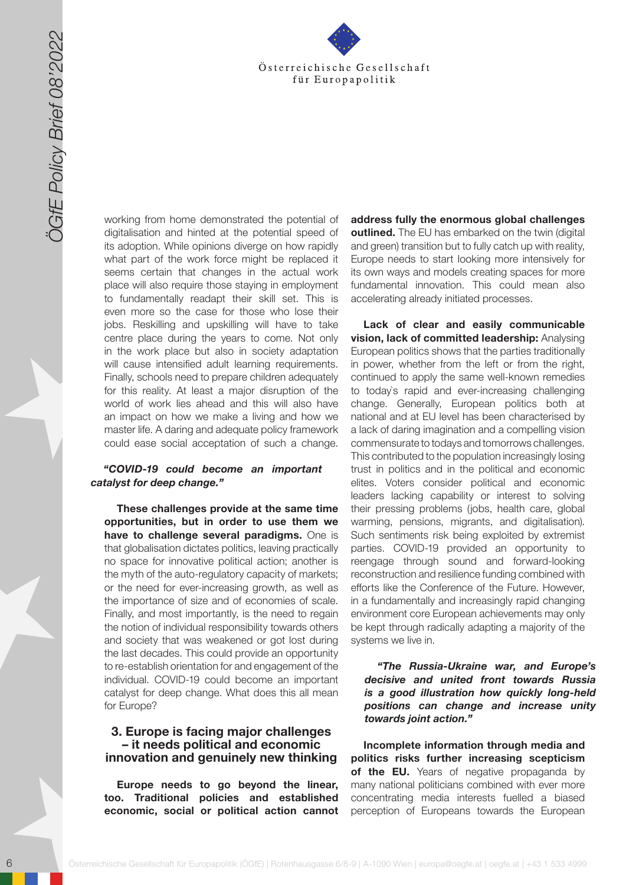working from home demonstrated the potential of digitalisation and hinted at the potential speed of its adoption. While opinions diverge on how rapidly what part of the work force might be replaced it seems certain that changes in the actual work place will also require those staying in employment to fundamentally readapt their skill set. This is even more so the case for those who lose their jobs. Reskilling and upskilling will have to take centre place during the years to come. Not only in the work place but also in society adaptation will cause intensified adult learning requirements. Finally, schools need to prepare children adequately for this reality. At least a major disruption of the world of work lies ahead and this will also have an impact on how we make a living and how we master life. A daring and adequate policy framework could ease social acceptation of such a change.

> ***"COVID-19 could become an important catalyst for deep change."***

**These challenges provide at the same time opportunities, but in order to use them we have to challenge several paradigms.** One is that globalisation dictates politics, leaving practically no space for innovative political action; another is the myth of the auto-regulatory capacity of markets; or the need for ever-increasing growth, as well as the importance of size and of economies of scale. Finally, and most importantly, is the need to regain the notion of individual responsibility towards others and society that was weakened or got lost during the last decades. This could provide an opportunity to re-establish orientation for and engagement of the individual. COVID-19 could become an important catalyst for deep change. What does this all mean for Europe?

## 3. Europe is facing major challenges – it needs political and economic innovation and genuinely new thinking

**Europe needs to go beyond the linear, too. Traditional policies and established economic, social or political action cannot address fully the enormous global challenges outlined.** The EU has embarked on the twin (digital and green) transition but to fully catch up with reality, Europe needs to start looking more intensively for its own ways and models creating spaces for more fundamental innovation. This could mean also accelerating already initiated processes.

**Lack of clear and easily communicable vision, lack of committed leadership:** Analysing European politics shows that the parties traditionally in power, whether from the left or from the right, continued to apply the same well-known remedies to today`s rapid and ever-increasing challenging change. Generally, European politics both at national and at EU level has been characterised by a lack of daring imagination and a compelling vision commensurate to todays and tomorrows challenges. This contributed to the population increasingly losing trust in politics and in the political and economic elites. Voters consider political and economic leaders lacking capability or interest to solving their pressing problems (jobs, health care, global warming, pensions, migrants, and digitalisation). Such sentiments risk being exploited by extremist parties. COVID-19 provided an opportunity to reengage through sound and forward-looking reconstruction and resilience funding combined with efforts like the Conference of the Future. However, in a fundamentally and increasingly rapid changing environment core European achievements may only be kept through radically adapting a majority of the systems we live in.

> ***"The Russia-Ukraine war, and Europe's decisive and united front towards Russia is a good illustration how quickly long-held positions can change and increase unity towards joint action."***

**Incomplete information through media and politics risks further increasing scepticism of the EU.** Years of negative propaganda by many national politicians combined with ever more concentrating media interests fuelled a biased perception of Europeans towards the European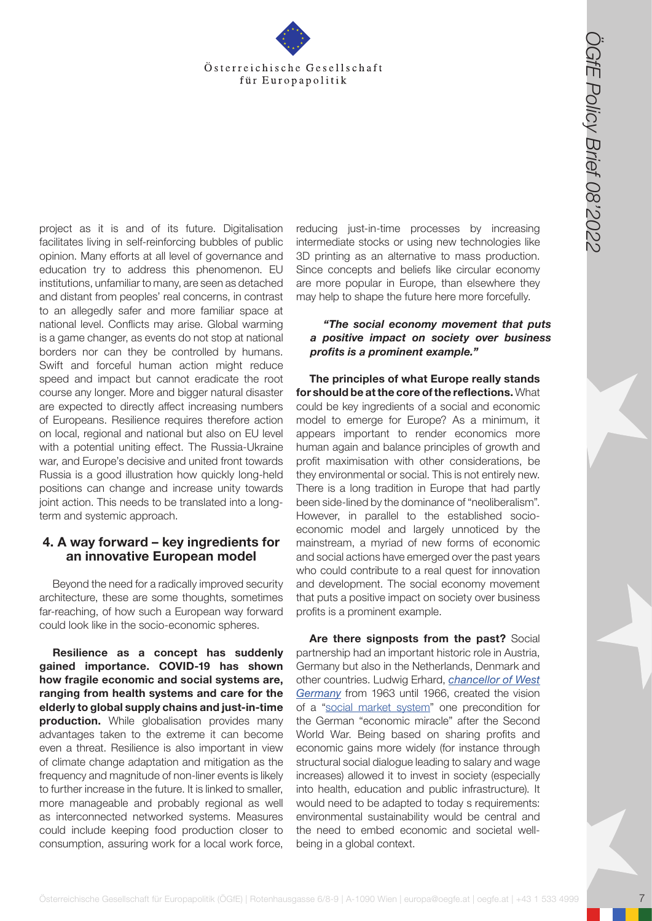project as it is and of its future. Digitalisation facilitates living in self-reinforcing bubbles of public opinion. Many efforts at all level of governance and education try to address this phenomenon. EU institutions, unfamiliar to many, are seen as detached and distant from peoples' real concerns, in contrast to an allegedly safer and more familiar space at national level. Conflicts may arise. Global warming is a game changer, as events do not stop at national borders nor can they be controlled by humans. Swift and forceful human action might reduce speed and impact but cannot eradicate the root course any longer. More and bigger natural disaster are expected to directly affect increasing numbers of Europeans. Resilience requires therefore action on local, regional and national but also on EU level with a potential uniting effect. The Russia-Ukraine war, and Europe's decisive and united front towards Russia is a good illustration how quickly long-held positions can change and increase unity towards joint action. This needs to be translated into a long-term and systemic approach.

## 4. A way forward – key ingredients for an innovative European model

Beyond the need for a radically improved security architecture, these are some thoughts, sometimes far-reaching, of how such a European way forward could look like in the socio-economic spheres.

**Resilience as a concept has suddenly gained importance. COVID-19 has shown how fragile economic and social systems are, ranging from health systems and care for the elderly to global supply chains and just-in-time production.** While globalisation provides many advantages taken to the extreme it can become even a threat. Resilience is also important in view of climate change adaptation and mitigation as the frequency and magnitude of non-liner events is likely to further increase in the future. It is linked to smaller, more manageable and probably regional as well as interconnected networked systems. Measures could include keeping food production closer to consumption, assuring work for a local work force, reducing just-in-time processes by increasing intermediate stocks or using new technologies like 3D printing as an alternative to mass production. Since concepts and beliefs like circular economy are more popular in Europe, than elsewhere they may help to shape the future here more forcefully.

> ***"The social economy movement that puts a positive impact on society over business profits is a prominent example."***

**The principles of what Europe really stands for should be at the core of the reflections.** What could be key ingredients of a social and economic model to emerge for Europe? As a minimum, it appears important to render economics more human again and balance principles of growth and profit maximisation with other considerations, be they environmental or social. This is not entirely new. There is a long tradition in Europe that had partly been side-lined by the dominance of "neoliberalism". However, in parallel to the established socio-economic model and largely unnoticed by the mainstream, a myriad of new forms of economic and social actions have emerged over the past years who could contribute to a real quest for innovation and development. The social economy movement that puts a positive impact on society over business profits is a prominent example.

**Are there signposts from the past?** Social partnership had an important historic role in Austria, Germany but also in the Netherlands, Denmark and other countries. Ludwig Erhard, *chancellor of West Germany* from 1963 until 1966, created the vision of a "social market system" one precondition for the German "economic miracle" after the Second World War. Being based on sharing profits and economic gains more widely (for instance through structural social dialogue leading to salary and wage increases) allowed it to invest in society (especially into health, education and public infrastructure). It would need to be adapted to today s requirements: environmental sustainability would be central and the need to embed economic and societal well-being in a global context.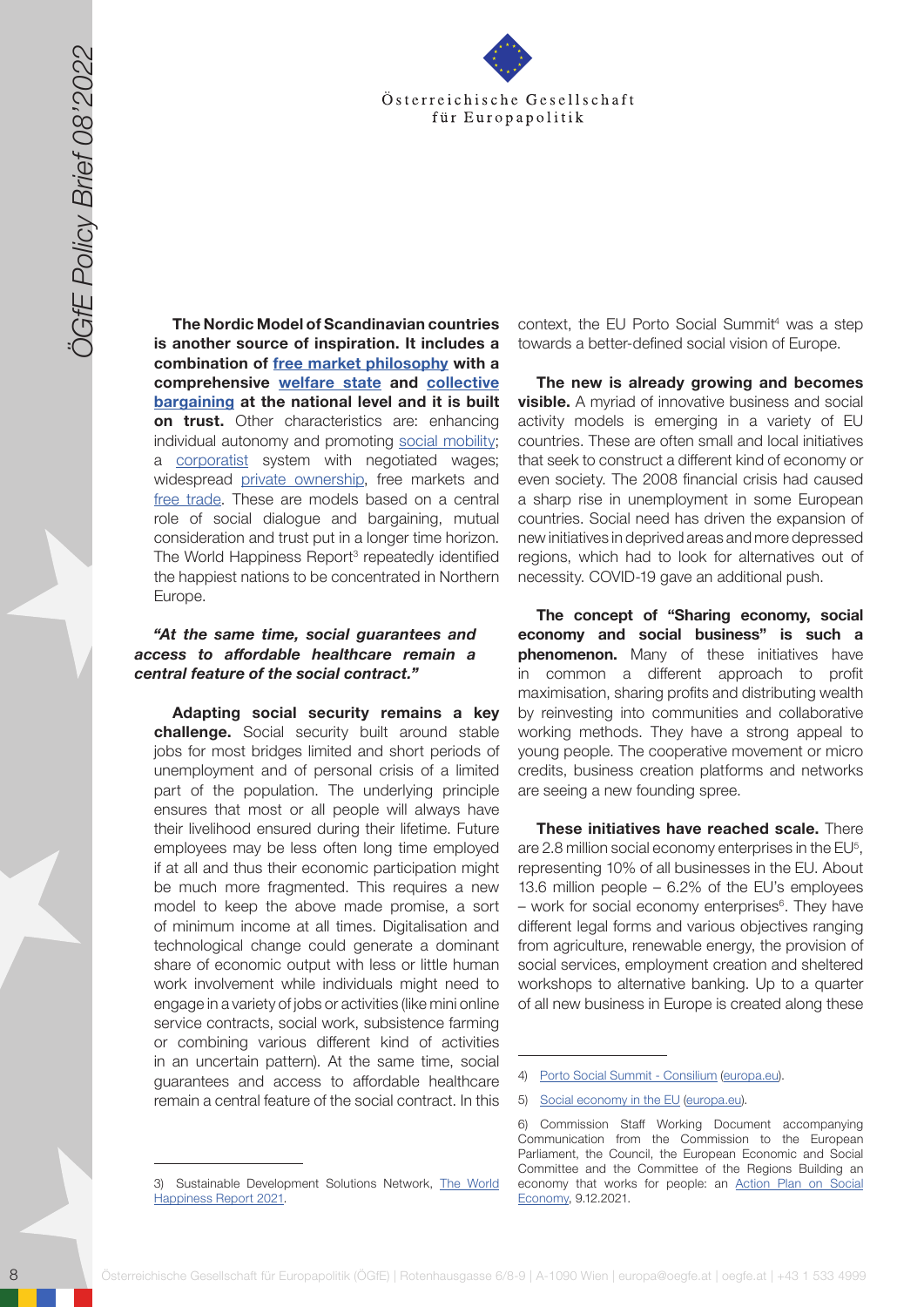**The Nordic Model of Scandinavian countries is another source of inspiration. It includes a combination of free market philosophy with a comprehensive welfare state and collective bargaining at the national level and it is built on trust.** Other characteristics are: enhancing individual autonomy and promoting social mobility; a corporatist system with negotiated wages; widespread private ownership, free markets and free trade. These are models based on a central role of social dialogue and bargaining, mutual consideration and trust put in a longer time horizon. The World Happiness Report[3] repeatedly identified the happiest nations to be concentrated in Northern Europe.

***"At the same time, social guarantees and access to affordable healthcare remain a central feature of the social contract."***

**Adapting social security remains a key challenge.** Social security built around stable jobs for most bridges limited and short periods of unemployment and of personal crisis of a limited part of the population. The underlying principle ensures that most or all people will always have their livelihood ensured during their lifetime. Future employees may be less often long time employed if at all and thus their economic participation might be much more fragmented. This requires a new model to keep the above made promise, a sort of minimum income at all times. Digitalisation and technological change could generate a dominant share of economic output with less or little human work involvement while individuals might need to engage in a variety of jobs or activities (like mini online service contracts, social work, subsistence farming or combining various different kind of activities in an uncertain pattern). At the same time, social guarantees and access to affordable healthcare remain a central feature of the social contract. In this context, the EU Porto Social Summit[4] was a step towards a better-defined social vision of Europe.

**The new is already growing and becomes visible.** A myriad of innovative business and social activity models is emerging in a variety of EU countries. These are often small and local initiatives that seek to construct a different kind of economy or even society. The 2008 financial crisis had caused a sharp rise in unemployment in some European countries. Social need has driven the expansion of new initiatives in deprived areas and more depressed regions, which had to look for alternatives out of necessity. COVID-19 gave an additional push.

**The concept of "Sharing economy, social economy and social business" is such a phenomenon.** Many of these initiatives have in common a different approach to profit maximisation, sharing profits and distributing wealth by reinvesting into communities and collaborative working methods. They have a strong appeal to young people. The cooperative movement or micro credits, business creation platforms and networks are seeing a new founding spree.

**These initiatives have reached scale.** There are 2.8 million social economy enterprises in the EU[5], representing 10% of all businesses in the EU. About 13.6 million people – 6.2% of the EU's employees – work for social economy enterprises[6]. They have different legal forms and various objectives ranging from agriculture, renewable energy, the provision of social services, employment creation and sheltered workshops to alternative banking. Up to a quarter of all new business in Europe is created along these

---

3) Sustainable Development Solutions Network, The World Happiness Report 2021.

4) Porto Social Summit - Consilium (europa.eu).

5) Social economy in the EU (europa.eu).

6) Commission Staff Working Document accompanying Communication from the Commission to the European Parliament, the Council, the European Economic and Social Committee and the Committee of the Regions Building an economy that works for people: an Action Plan on Social Economy, 9.12.2021.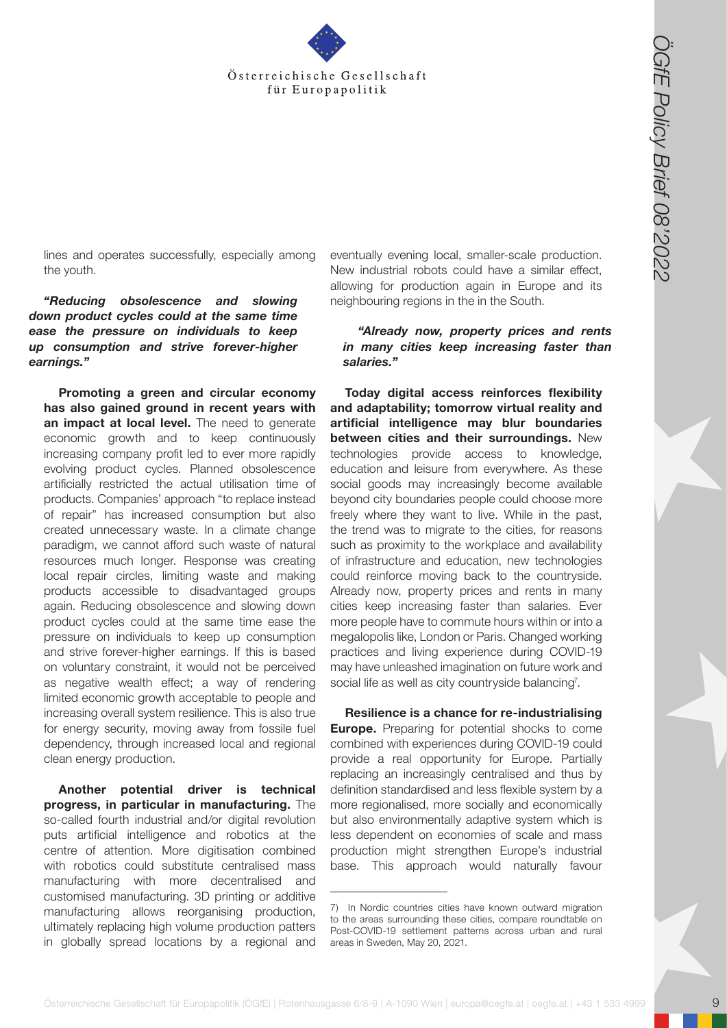lines and operates successfully, especially among the youth.

***"Reducing obsolescence and slowing down product cycles could at the same time ease the pressure on individuals to keep up consumption and strive forever-higher earnings."***

**Promoting a green and circular economy has also gained ground in recent years with an impact at local level.** The need to generate economic growth and to keep continuously increasing company profit led to ever more rapidly evolving product cycles. Planned obsolescence artificially restricted the actual utilisation time of products. Companies' approach "to replace instead of repair" has increased consumption but also created unnecessary waste. In a climate change paradigm, we cannot afford such waste of natural resources much longer. Response was creating local repair circles, limiting waste and making products accessible to disadvantaged groups again. Reducing obsolescence and slowing down product cycles could at the same time ease the pressure on individuals to keep up consumption and strive forever-higher earnings. If this is based on voluntary constraint, it would not be perceived as negative wealth effect; a way of rendering limited economic growth acceptable to people and increasing overall system resilience. This is also true for energy security, moving away from fossile fuel dependency, through increased local and regional clean energy production.

**Another potential driver is technical progress, in particular in manufacturing.** The so-called fourth industrial and/or digital revolution puts artificial intelligence and robotics at the centre of attention. More digitisation combined with robotics could substitute centralised mass manufacturing with more decentralised and customised manufacturing. 3D printing or additive manufacturing allows reorganising production, ultimately replacing high volume production patters in globally spread locations by a regional and eventually evening local, smaller-scale production. New industrial robots could have a similar effect, allowing for production again in Europe and its neighbouring regions in the in the South.

***"Already now, property prices and rents in many cities keep increasing faster than salaries."***

**Today digital access reinforces flexibility and adaptability; tomorrow virtual reality and artificial intelligence may blur boundaries between cities and their surroundings.** New technologies provide access to knowledge, education and leisure from everywhere. As these social goods may increasingly become available beyond city boundaries people could choose more freely where they want to live. While in the past, the trend was to migrate to the cities, for reasons such as proximity to the workplace and availability of infrastructure and education, new technologies could reinforce moving back to the countryside. Already now, property prices and rents in many cities keep increasing faster than salaries. Ever more people have to commute hours within or into a megalopolis like, London or Paris. Changed working practices and living experience during COVID-19 may have unleashed imagination on future work and social life as well as city countryside balancing[7].

**Resilience is a chance for re-industrialising Europe.** Preparing for potential shocks to come combined with experiences during COVID-19 could provide a real opportunity for Europe. Partially replacing an increasingly centralised and thus by definition standardised and less flexible system by a more regionalised, more socially and economically but also environmentally adaptive system which is less dependent on economies of scale and mass production might strengthen Europe's industrial base. This approach would naturally favour

---

7) In Nordic countries cities have known outward migration to the areas surrounding these cities, compare roundtable on Post-COVID-19 settlement patterns across urban and rural areas in Sweden, May 20, 2021.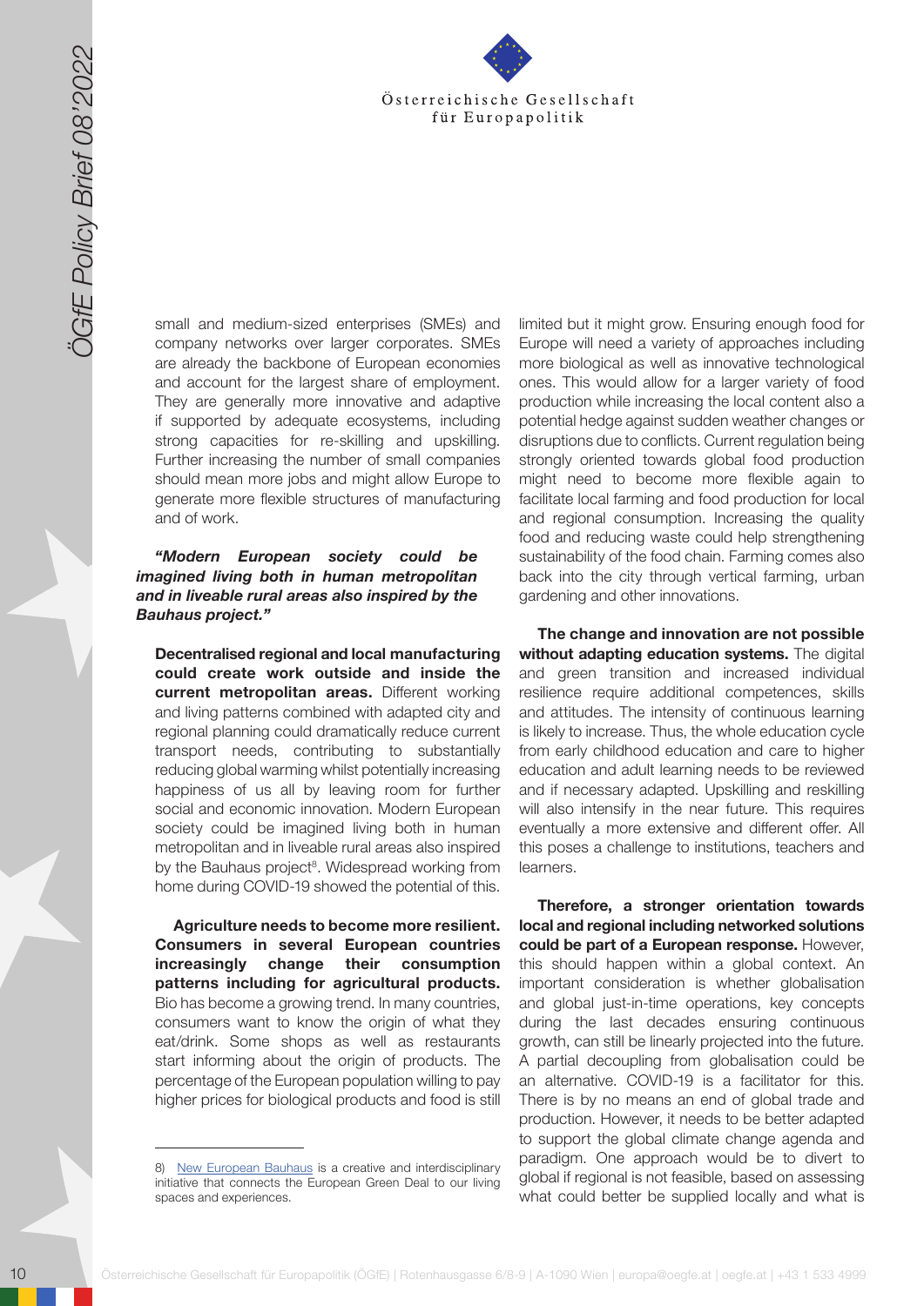small and medium-sized enterprises (SMEs) and company networks over larger corporates. SMEs are already the backbone of European economies and account for the largest share of employment. They are generally more innovative and adaptive if supported by adequate ecosystems, including strong capacities for re-skilling and upskilling. Further increasing the number of small companies should mean more jobs and might allow Europe to generate more flexible structures of manufacturing and of work.

***"Modern European society could be imagined living both in human metropolitan and in liveable rural areas also inspired by the Bauhaus project."***

**Decentralised regional and local manufacturing could create work outside and inside the current metropolitan areas.** Different working and living patterns combined with adapted city and regional planning could dramatically reduce current transport needs, contributing to substantially reducing global warming whilst potentially increasing happiness of us all by leaving room for further social and economic innovation. Modern European society could be imagined living both in human metropolitan and in liveable rural areas also inspired by the Bauhaus project[8]. Widespread working from home during COVID-19 showed the potential of this.

**Agriculture needs to become more resilient. Consumers in several European countries increasingly change their consumption patterns including for agricultural products.** Bio has become a growing trend. In many countries, consumers want to know the origin of what they eat/drink. Some shops as well as restaurants start informing about the origin of products. The percentage of the European population willing to pay higher prices for biological products and food is still limited but it might grow. Ensuring enough food for Europe will need a variety of approaches including more biological as well as innovative technological ones. This would allow for a larger variety of food production while increasing the local content also a potential hedge against sudden weather changes or disruptions due to conflicts. Current regulation being strongly oriented towards global food production might need to become more flexible again to facilitate local farming and food production for local and regional consumption. Increasing the quality food and reducing waste could help strengthening sustainability of the food chain. Farming comes also back into the city through vertical farming, urban gardening and other innovations.

**The change and innovation are not possible without adapting education systems.** The digital and green transition and increased individual resilience require additional competences, skills and attitudes. The intensity of continuous learning is likely to increase. Thus, the whole education cycle from early childhood education and care to higher education and adult learning needs to be reviewed and if necessary adapted. Upskilling and reskilling will also intensify in the near future. This requires eventually a more extensive and different offer. All this poses a challenge to institutions, teachers and learners.

**Therefore, a stronger orientation towards local and regional including networked solutions could be part of a European response.** However, this should happen within a global context. An important consideration is whether globalisation and global just-in-time operations, key concepts during the last decades ensuring continuous growth, can still be linearly projected into the future. A partial decoupling from globalisation could be an alternative. COVID-19 is a facilitator for this. There is by no means an end of global trade and production. However, it needs to be better adapted to support the global climate change agenda and paradigm. One approach would be to divert to global if regional is not feasible, based on assessing what could better be supplied locally and what is

---

8) New European Bauhaus is a creative and interdisciplinary initiative that connects the European Green Deal to our living spaces and experiences.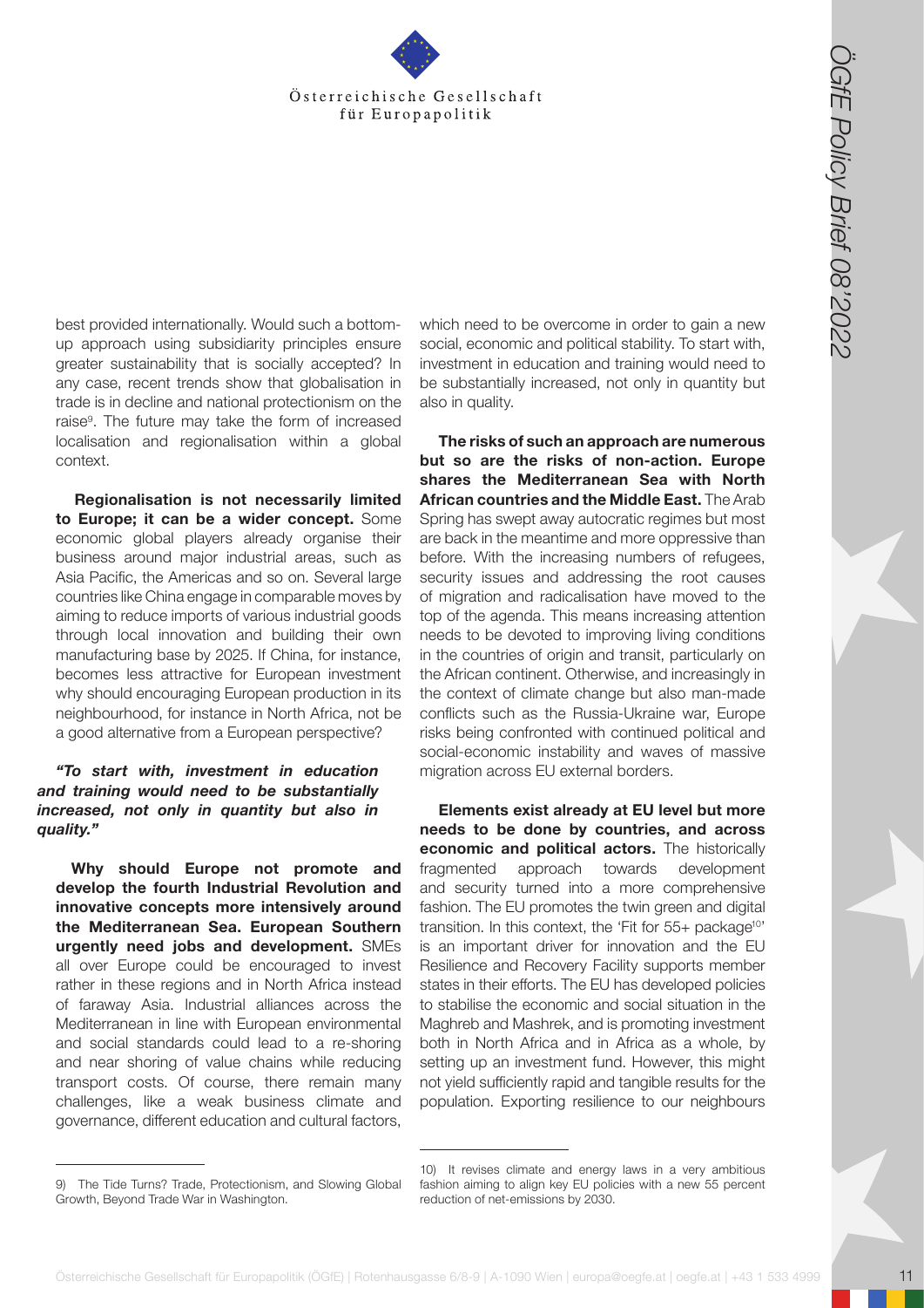best provided internationally. Would such a bottom-up approach using subsidiarity principles ensure greater sustainability that is socially accepted? In any case, recent trends show that globalisation in trade is in decline and national protectionism on the raise[9]. The future may take the form of increased localisation and regionalisation within a global context.

**Regionalisation is not necessarily limited to Europe; it can be a wider concept.** Some economic global players already organise their business around major industrial areas, such as Asia Pacific, the Americas and so on. Several large countries like China engage in comparable moves by aiming to reduce imports of various industrial goods through local innovation and building their own manufacturing base by 2025. If China, for instance, becomes less attractive for European investment why should encouraging European production in its neighbourhood, for instance in North Africa, not be a good alternative from a European perspective?

***"To start with, investment in education and training would need to be substantially increased, not only in quantity but also in quality."***

**Why should Europe not promote and develop the fourth Industrial Revolution and innovative concepts more intensively around the Mediterranean Sea. European Southern urgently need jobs and development.** SMEs all over Europe could be encouraged to invest rather in these regions and in North Africa instead of faraway Asia. Industrial alliances across the Mediterranean in line with European environmental and social standards could lead to a re-shoring and near shoring of value chains while reducing transport costs. Of course, there remain many challenges, like a weak business climate and governance, different education and cultural factors, which need to be overcome in order to gain a new social, economic and political stability. To start with, investment in education and training would need to be substantially increased, not only in quantity but also in quality.

**The risks of such an approach are numerous but so are the risks of non-action. Europe shares the Mediterranean Sea with North African countries and the Middle East.** The Arab Spring has swept away autocratic regimes but most are back in the meantime and more oppressive than before. With the increasing numbers of refugees, security issues and addressing the root causes of migration and radicalisation have moved to the top of the agenda. This means increasing attention needs to be devoted to improving living conditions in the countries of origin and transit, particularly on the African continent. Otherwise, and increasingly in the context of climate change but also man-made conflicts such as the Russia-Ukraine war, Europe risks being confronted with continued political and social-economic instability and waves of massive migration across EU external borders.

**Elements exist already at EU level but more needs to be done by countries, and across economic and political actors.** The historically fragmented approach towards development and security turned into a more comprehensive fashion. The EU promotes the twin green and digital transition. In this context, the 'Fit for 55+ package[10]' is an important driver for innovation and the EU Resilience and Recovery Facility supports member states in their efforts. The EU has developed policies to stabilise the economic and social situation in the Maghreb and Mashrek, and is promoting investment both in North Africa and in Africa as a whole, by setting up an investment fund. However, this might not yield sufficiently rapid and tangible results for the population. Exporting resilience to our neighbours

---

9) The Tide Turns? Trade, Protectionism, and Slowing Global Growth, Beyond Trade War in Washington.

10) It revises climate and energy laws in a very ambitious fashion aiming to align key EU policies with a new 55 percent reduction of net-emissions by 2030.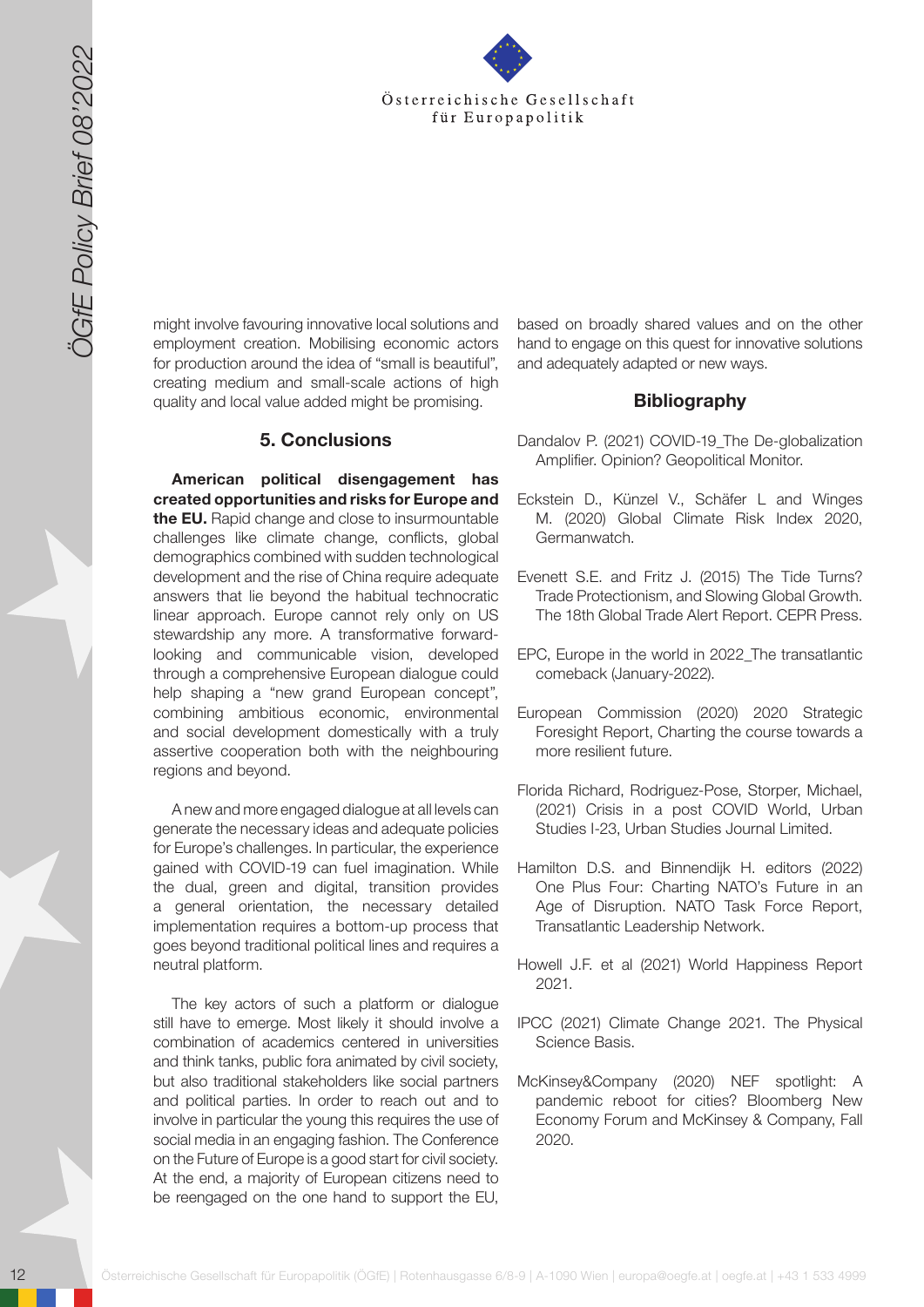might involve favouring innovative local solutions and employment creation. Mobilising economic actors for production around the idea of "small is beautiful", creating medium and small-scale actions of high quality and local value added might be promising.

## 5. Conclusions

**American political disengagement has created opportunities and risks for Europe and the EU.** Rapid change and close to insurmountable challenges like climate change, conflicts, global demographics combined with sudden technological development and the rise of China require adequate answers that lie beyond the habitual technocratic linear approach. Europe cannot rely only on US stewardship any more. A transformative forward-looking and communicable vision, developed through a comprehensive European dialogue could help shaping a "new grand European concept", combining ambitious economic, environmental and social development domestically with a truly assertive cooperation both with the neighbouring regions and beyond.

A new and more engaged dialogue at all levels can generate the necessary ideas and adequate policies for Europe's challenges. In particular, the experience gained with COVID-19 can fuel imagination. While the dual, green and digital, transition provides a general orientation, the necessary detailed implementation requires a bottom-up process that goes beyond traditional political lines and requires a neutral platform.

The key actors of such a platform or dialogue still have to emerge. Most likely it should involve a combination of academics centered in universities and think tanks, public fora animated by civil society, but also traditional stakeholders like social partners and political parties. In order to reach out and to involve in particular the young this requires the use of social media in an engaging fashion. The Conference on the Future of Europe is a good start for civil society. At the end, a majority of European citizens need to be reengaged on the one hand to support the EU, based on broadly shared values and on the other hand to engage on this quest for innovative solutions and adequately adapted or new ways.

## Bibliography

Dandalov P. (2021) COVID-19_The De-globalization Amplifier. Opinion? Geopolitical Monitor.

Eckstein D., Künzel V., Schäfer L and Winges M. (2020) Global Climate Risk Index 2020, Germanwatch.

Evenett S.E. and Fritz J. (2015) The Tide Turns? Trade Protectionism, and Slowing Global Growth. The 18th Global Trade Alert Report. CEPR Press.

EPC, Europe in the world in 2022_The transatlantic comeback (January-2022).

European Commission (2020) 2020 Strategic Foresight Report, Charting the course towards a more resilient future.

Florida Richard, Rodriguez-Pose, Storper, Michael, (2021) Crisis in a post COVID World, Urban Studies I-23, Urban Studies Journal Limited.

Hamilton D.S. and Binnendijk H. editors (2022) One Plus Four: Charting NATO's Future in an Age of Disruption. NATO Task Force Report, Transatlantic Leadership Network.

Howell J.F. et al (2021) World Happiness Report 2021.

IPCC (2021) Climate Change 2021. The Physical Science Basis.

McKinsey&Company (2020) NEF spotlight: A pandemic reboot for cities? Bloomberg New Economy Forum and McKinsey & Company, Fall 2020.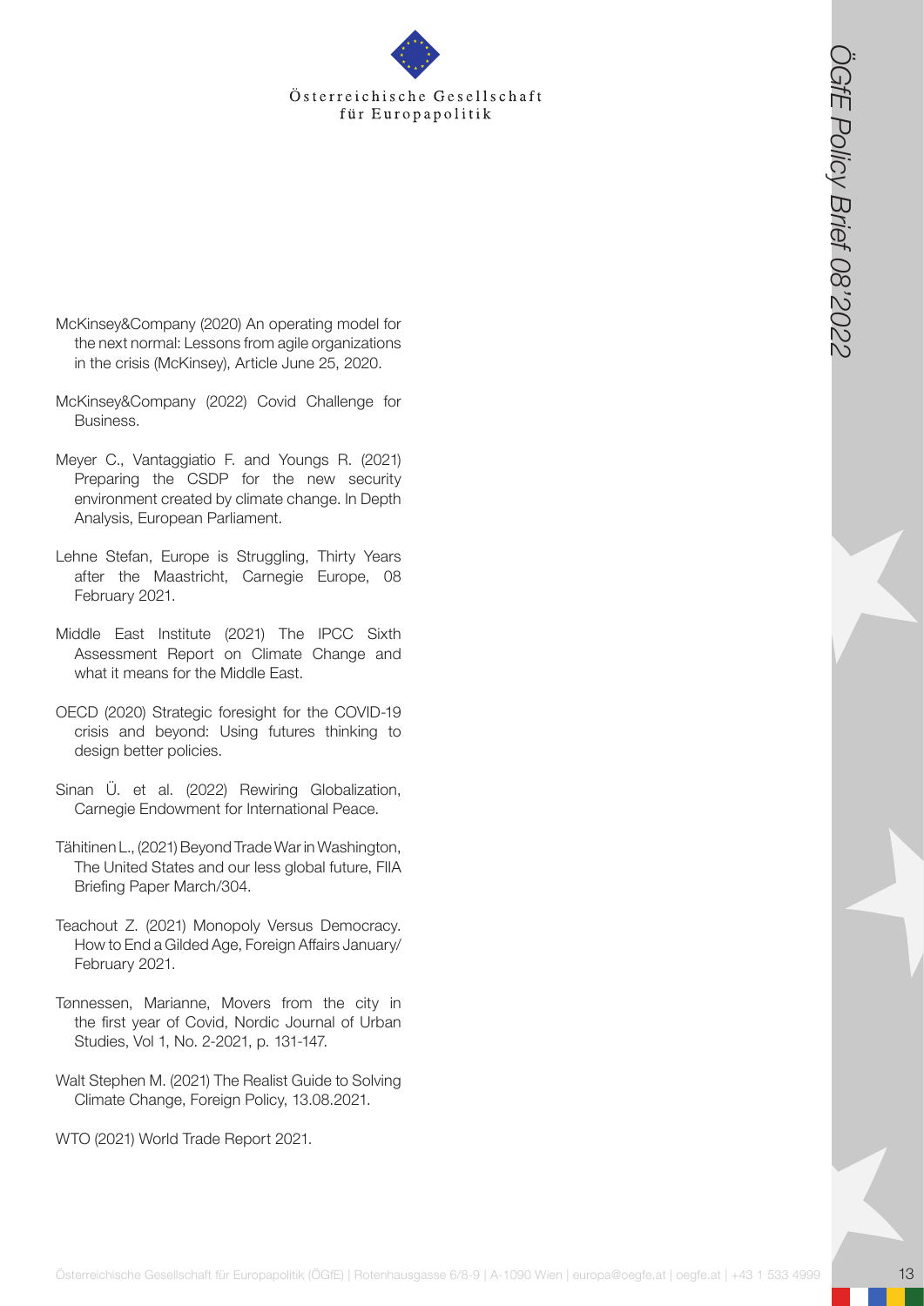McKinsey&Company (2020) An operating model for the next normal: Lessons from agile organizations in the crisis (McKinsey), Article June 25, 2020.

McKinsey&Company (2022) Covid Challenge for Business.

Meyer C., Vantaggiatio F. and Youngs R. (2021) Preparing the CSDP for the new security environment created by climate change. In Depth Analysis, European Parliament.

Lehne Stefan, Europe is Struggling, Thirty Years after the Maastricht, Carnegie Europe, 08 February 2021.

Middle East Institute (2021) The IPCC Sixth Assessment Report on Climate Change and what it means for the Middle East.

OECD (2020) Strategic foresight for the COVID-19 crisis and beyond: Using futures thinking to design better policies.

Sinan Ü. et al. (2022) Rewiring Globalization, Carnegie Endowment for International Peace.

Tähitinen L., (2021) Beyond Trade War in Washington, The United States and our less global future, FIIA Briefing Paper March/304.

Teachout Z. (2021) Monopoly Versus Democracy. How to End a Gilded Age, Foreign Affairs January/February 2021.

Tønnessen, Marianne, Movers from the city in the first year of Covid, Nordic Journal of Urban Studies, Vol 1, No. 2-2021, p. 131-147.

Walt Stephen M. (2021) The Realist Guide to Solving Climate Change, Foreign Policy, 13.08.2021.

WTO (2021) World Trade Report 2021.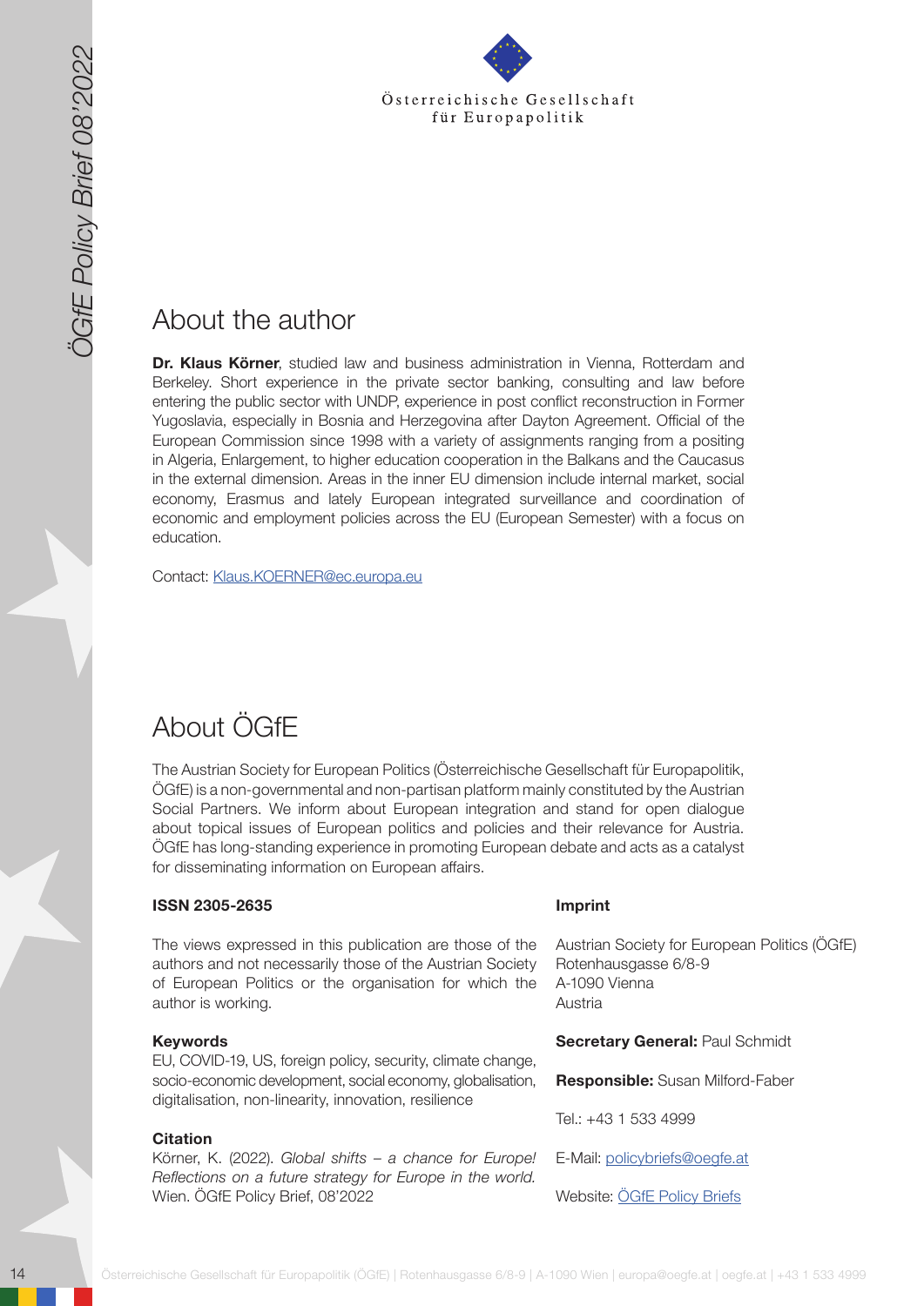Österreichische Gesellschaft für Europapolitik

## About the author

**Dr. Klaus Körner**, studied law and business administration in Vienna, Rotterdam and Berkeley. Short experience in the private sector banking, consulting and law before entering the public sector with UNDP, experience in post conflict reconstruction in Former Yugoslavia, especially in Bosnia and Herzegovina after Dayton Agreement. Official of the European Commission since 1998 with a variety of assignments ranging from a positing in Algeria, Enlargement, to higher education cooperation in the Balkans and the Caucasus in the external dimension. Areas in the inner EU dimension include internal market, social economy, Erasmus and lately European integrated surveillance and coordination of economic and employment policies across the EU (European Semester) with a focus on education.

Contact: [Klaus.KOERNER@ec.europa.eu](mailto:Klaus.KOERNER@ec.europa.eu)

## About ÖGfE

The Austrian Society for European Politics (Österreichische Gesellschaft für Europapolitik, ÖGfE) is a non-governmental and non-partisan platform mainly constituted by the Austrian Social Partners. We inform about European integration and stand for open dialogue about topical issues of European politics and policies and their relevance for Austria. ÖGfE has long-standing experience in promoting European debate and acts as a catalyst for disseminating information on European affairs.

**ISSN 2305-2635**

The views expressed in this publication are those of the authors and not necessarily those of the Austrian Society of European Politics or the organisation for which the author is working.

**Keywords**
EU, COVID-19, US, foreign policy, security, climate change, socio-economic development, social economy, globalisation, digitalisation, non-linearity, innovation, resilience

**Citation**
Körner, K. (2022). *Global shifts – a chance for Europe! Reflections on a future strategy for Europe in the world.* Wien. ÖGfE Policy Brief, 08'2022

**Imprint**

Austrian Society for European Politics (ÖGfE)
Rotenhausgasse 6/8-9
A-1090 Vienna
Austria

**Secretary General:** Paul Schmidt

**Responsible:** Susan Milford-Faber

Tel.: +43 1 533 4999

E-Mail: [policybriefs@oegfe.at](mailto:policybriefs@oegfe.at)

Website: ÖGfE Policy Briefs